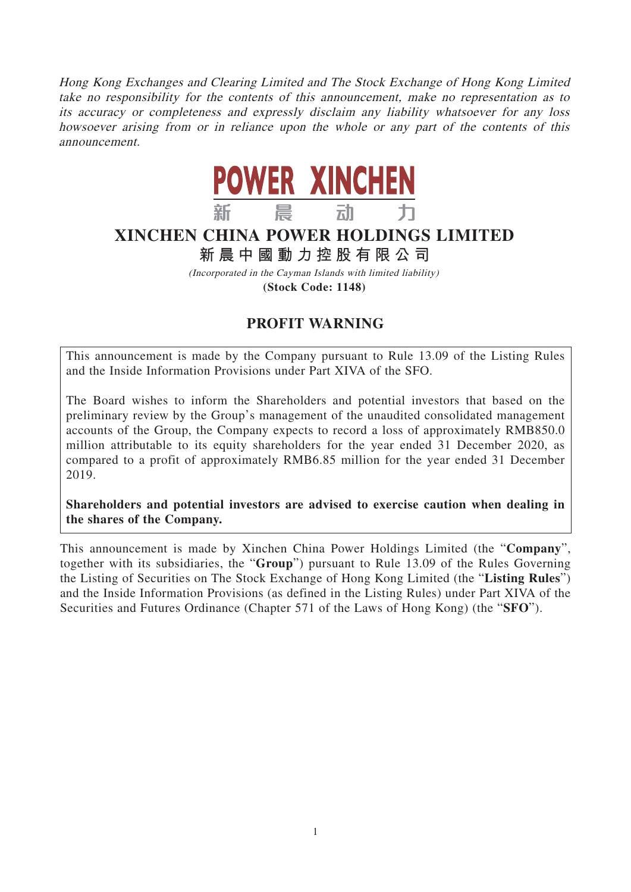*Hong Kong Exchanges and Clearing Limited and The Stock Exchange of Hong Kong Limited take no responsibility for the contents of this announcement, make no representation as to its accuracy or completeness and expressly disclaim any liability whatsoever for any loss howsoever arising from or in reliance upon the whole or any part of the contents of this announcement.*

POWER XINCHEN

新 晨 动 力

# XINCHEN CHINA POWER HOLDINGS LIMITED

**新晨中國動力控股有限公司**

*(Incorporated in the Cayman Islands with limited liability)*

**(Stock Code: 1148)**

## PROFIT WARNING

This announcement is made by the Company pursuant to Rule 13.09 of the Listing Rules and the Inside Information Provisions under Part XIVA of the SFO.

The Board wishes to inform the Shareholders and potential investors that based on the preliminary review by the Group's management of the unaudited consolidated management accounts of the Group, the Company expects to record a loss of approximately RMB850.0 million attributable to its equity shareholders for the year ended 31 December 2020, as compared to a profit of approximately RMB6.85 million for the year ended 31 December 2019.

**Shareholders and potential investors are advised to exercise caution when dealing in the shares of the Company.**

This announcement is made by Xinchen China Power Holdings Limited (the "**Company**", together with its subsidiaries, the "**Group**") pursuant to Rule 13.09 of the Rules Governing the Listing of Securities on The Stock Exchange of Hong Kong Limited (the "**Listing Rules**") and the Inside Information Provisions (as defined in the Listing Rules) under Part XIVA of the Securities and Futures Ordinance (Chapter 571 of the Laws of Hong Kong) (the "**SFO**").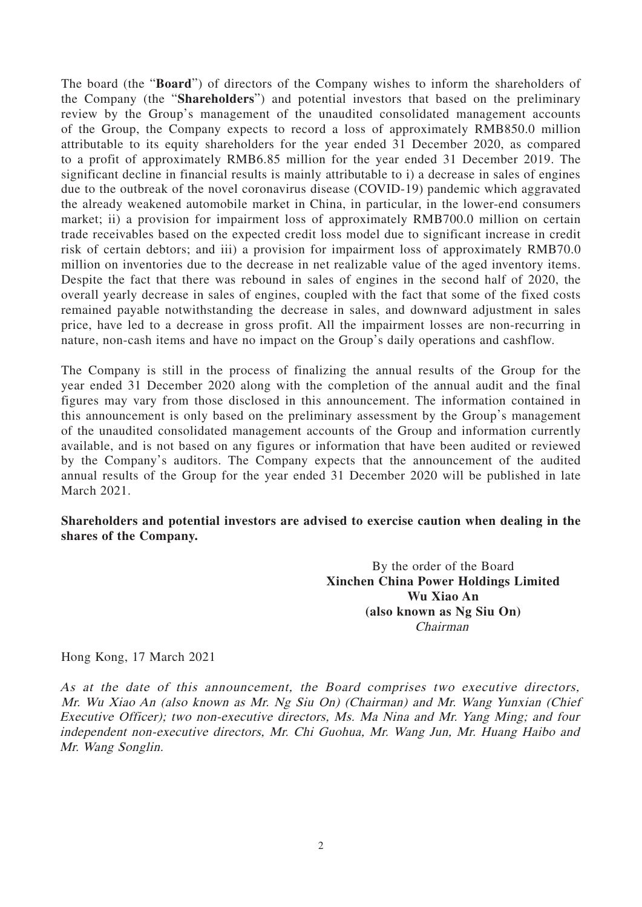The board (the "**Board**") of directors of the Company wishes to inform the shareholders of the Company (the "**Shareholders**") and potential investors that based on the preliminary review by the Group's management of the unaudited consolidated management accounts of the Group, the Company expects to record a loss of approximately RMB850.0 million attributable to its equity shareholders for the year ended 31 December 2020, as compared to a profit of approximately RMB6.85 million for the year ended 31 December 2019. The significant decline in financial results is mainly attributable to i) a decrease in sales of engines due to the outbreak of the novel coronavirus disease (COVID-19) pandemic which aggravated the already weakened automobile market in China, in particular, in the lower-end consumers market; ii) a provision for impairment loss of approximately RMB700.0 million on certain trade receivables based on the expected credit loss model due to significant increase in credit risk of certain debtors; and iii) a provision for impairment loss of approximately RMB70.0 million on inventories due to the decrease in net realizable value of the aged inventory items. Despite the fact that there was rebound in sales of engines in the second half of 2020, the overall yearly decrease in sales of engines, coupled with the fact that some of the fixed costs remained payable notwithstanding the decrease in sales, and downward adjustment in sales price, have led to a decrease in gross profit. All the impairment losses are non-recurring in nature, non-cash items and have no impact on the Group's daily operations and cashflow.

The Company is still in the process of finalizing the annual results of the Group for the year ended 31 December 2020 along with the completion of the annual audit and the final figures may vary from those disclosed in this announcement. The information contained in this announcement is only based on the preliminary assessment by the Group's management of the unaudited consolidated management accounts of the Group and information currently available, and is not based on any figures or information that have been audited or reviewed by the Company's auditors. The Company expects that the announcement of the audited annual results of the Group for the year ended 31 December 2020 will be published in late March 2021.

**Shareholders and potential investors are advised to exercise caution when dealing in the shares of the Company.**

By the order of the Board
**Xinchen China Power Holdings Limited**
**Wu Xiao An**
**(also known as Ng Siu On)**
*Chairman*

Hong Kong, 17 March 2021

*As at the date of this announcement, the Board comprises two executive directors, Mr. Wu Xiao An (also known as Mr. Ng Siu On) (Chairman) and Mr. Wang Yunxian (Chief Executive Officer); two non-executive directors, Ms. Ma Nina and Mr. Yang Ming; and four independent non-executive directors, Mr. Chi Guohua, Mr. Wang Jun, Mr. Huang Haibo and Mr. Wang Songlin.*